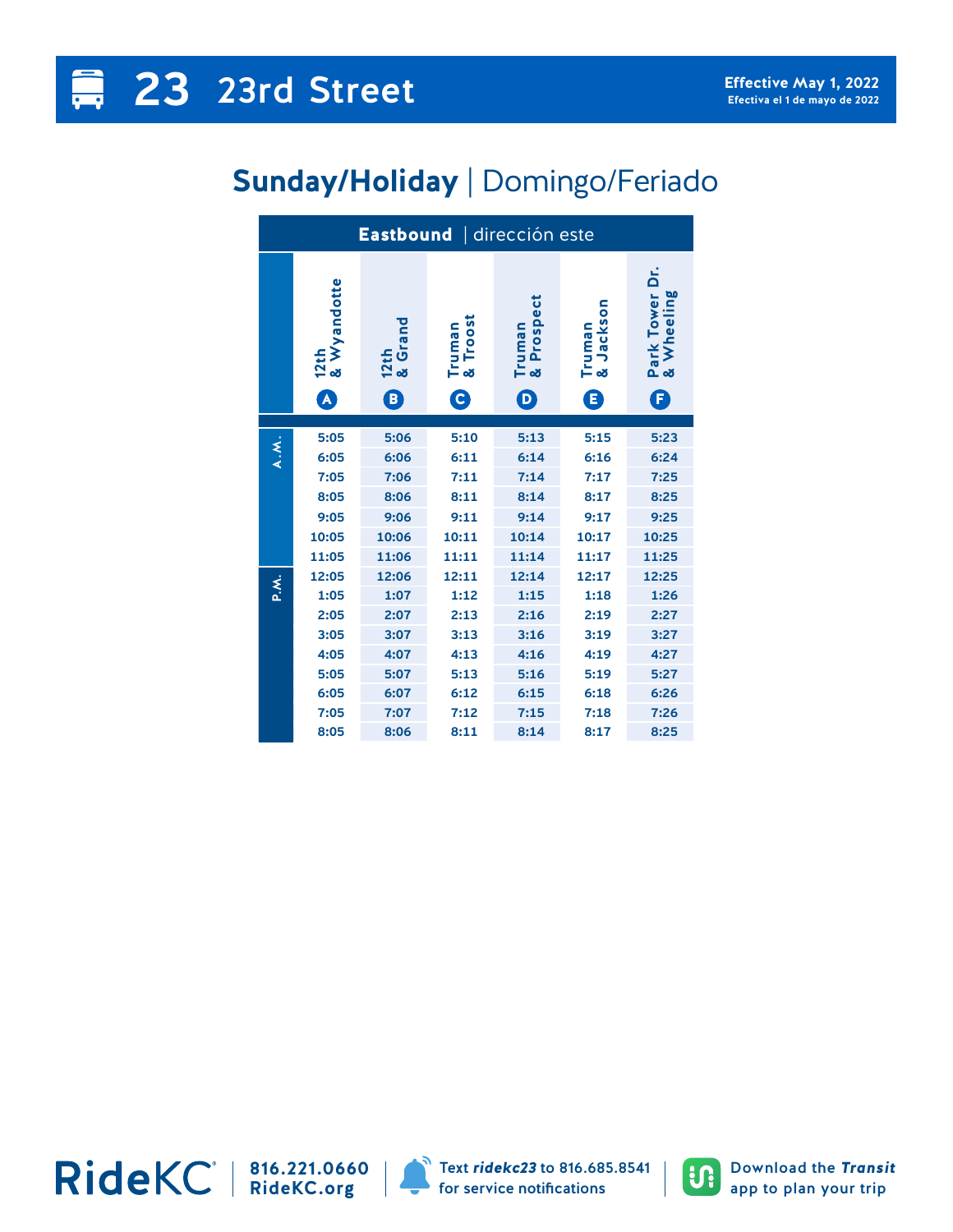# 23 23rd Street

**Effective May 1, 2022**
Efectiva el 1 de mayo de 2022

## Sunday/Holiday | Domingo/Feriado

**Eastbound** | dirección este

| | 12th & Wyandotte (A) | 12th & Grand (B) | Truman & Troost (C) | Truman & Prospect (D) | Truman & Jackson (E) | Park Tower Dr. & Wheeling (F) |
|---|---|---|---|---|---|---|
| A.M. | 5:05 | 5:06 | 5:10 | 5:13 | 5:15 | 5:23 |
| A.M. | 6:05 | 6:06 | 6:11 | 6:14 | 6:16 | 6:24 |
| A.M. | 7:05 | 7:06 | 7:11 | 7:14 | 7:17 | 7:25 |
| A.M. | 8:05 | 8:06 | 8:11 | 8:14 | 8:17 | 8:25 |
| A.M. | 9:05 | 9:06 | 9:11 | 9:14 | 9:17 | 9:25 |
| A.M. | 10:05 | 10:06 | 10:11 | 10:14 | 10:17 | 10:25 |
| A.M. | 11:05 | 11:06 | 11:11 | 11:14 | 11:17 | 11:25 |
| P.M. | 12:05 | 12:06 | 12:11 | 12:14 | 12:17 | 12:25 |
| P.M. | 1:05 | 1:07 | 1:12 | 1:15 | 1:18 | 1:26 |
| P.M. | 2:05 | 2:07 | 2:13 | 2:16 | 2:19 | 2:27 |
| P.M. | 3:05 | 3:07 | 3:13 | 3:16 | 3:19 | 3:27 |
| P.M. | 4:05 | 4:07 | 4:13 | 4:16 | 4:19 | 4:27 |
| P.M. | 5:05 | 5:07 | 5:13 | 5:16 | 5:19 | 5:27 |
| P.M. | 6:05 | 6:07 | 6:12 | 6:15 | 6:18 | 6:26 |
| P.M. | 7:05 | 7:07 | 7:12 | 7:15 | 7:18 | 7:26 |
| P.M. | 8:05 | 8:06 | 8:11 | 8:14 | 8:17 | 8:25 |

RideKC | 816.221.0660 | RideKC.org

Text ***ridekc23*** to 816.685.8541 for service notifications

Download the ***Transit*** app to plan your trip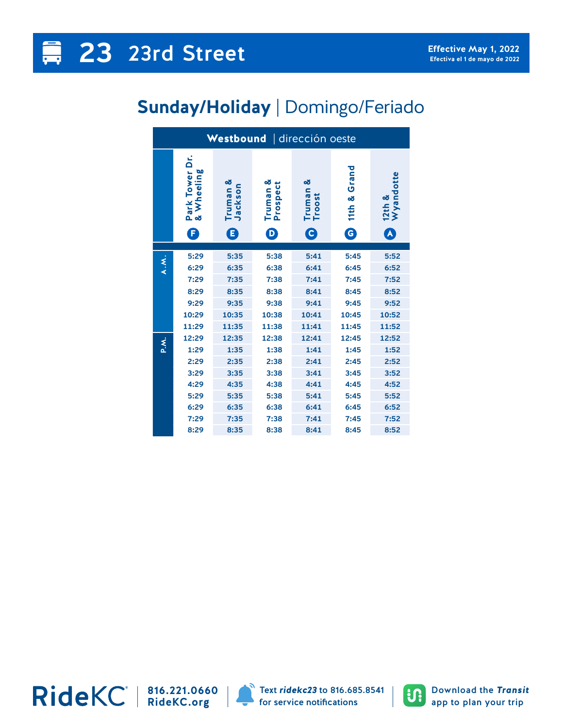# 23 23rd Street

**Effective May 1, 2022**
Efectiva el 1 de mayo de 2022

## Sunday/Holiday | Domingo/Feriado

**Westbound** | dirección oeste

| | Park Tower Dr. & Wheeling (F) | Truman & Jackson (E) | Truman & Prospect (D) | Truman & Troost (C) | 11th & Grand (G) | 12th & Wyandotte (A) |
|---|---|---|---|---|---|---|
| A.M. | 5:29 | 5:35 | 5:38 | 5:41 | 5:45 | 5:52 |
| | 6:29 | 6:35 | 6:38 | 6:41 | 6:45 | 6:52 |
| | 7:29 | 7:35 | 7:38 | 7:41 | 7:45 | 7:52 |
| | 8:29 | 8:35 | 8:38 | 8:41 | 8:45 | 8:52 |
| | 9:29 | 9:35 | 9:38 | 9:41 | 9:45 | 9:52 |
| | 10:29 | 10:35 | 10:38 | 10:41 | 10:45 | 10:52 |
| | 11:29 | 11:35 | 11:38 | 11:41 | 11:45 | 11:52 |
| P.M. | 12:29 | 12:35 | 12:38 | 12:41 | 12:45 | 12:52 |
| | 1:29 | 1:35 | 1:38 | 1:41 | 1:45 | 1:52 |
| | 2:29 | 2:35 | 2:38 | 2:41 | 2:45 | 2:52 |
| | 3:29 | 3:35 | 3:38 | 3:41 | 3:45 | 3:52 |
| | 4:29 | 4:35 | 4:38 | 4:41 | 4:45 | 4:52 |
| | 5:29 | 5:35 | 5:38 | 5:41 | 5:45 | 5:52 |
| | 6:29 | 6:35 | 6:38 | 6:41 | 6:45 | 6:52 |
| | 7:29 | 7:35 | 7:38 | 7:41 | 7:45 | 7:52 |
| | 8:29 | 8:35 | 8:38 | 8:41 | 8:45 | 8:52 |

RideKC® 816.221.0660 RideKC.org

Text ***ridekc23*** to 816.685.8541 for service notifications

Download the ***Transit*** app to plan your trip